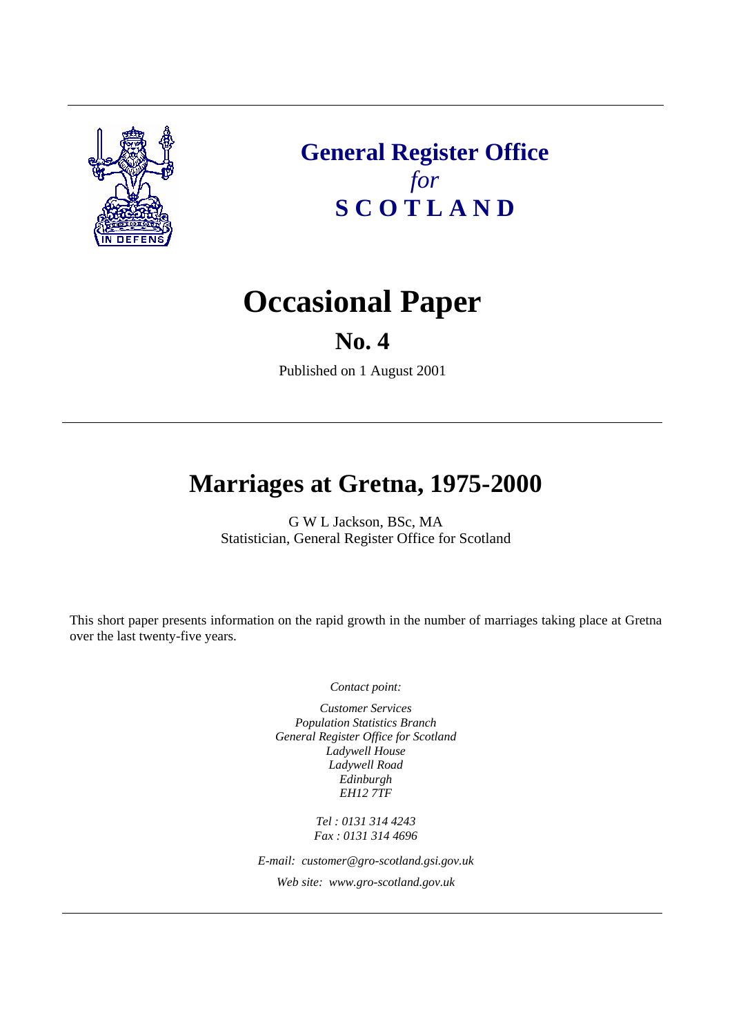# General Register Office *for* SCOTLAND

# Occasional Paper

## No. 4

Published on 1 August 2001

# Marriages at Gretna, 1975-2000

G W L Jackson, BSc, MA
Statistician, General Register Office for Scotland

This short paper presents information on the rapid growth in the number of marriages taking place at Gretna over the last twenty-five years.

*Contact point:*

*Customer Services*
*Population Statistics Branch*
*General Register Office for Scotland*
*Ladywell House*
*Ladywell Road*
*Edinburgh*
*EH12 7TF*

*Tel : 0131 314 4243*
*Fax : 0131 314 4696*

*E-mail: customer@gro-scotland.gsi.gov.uk*

*Web site: www.gro-scotland.gov.uk*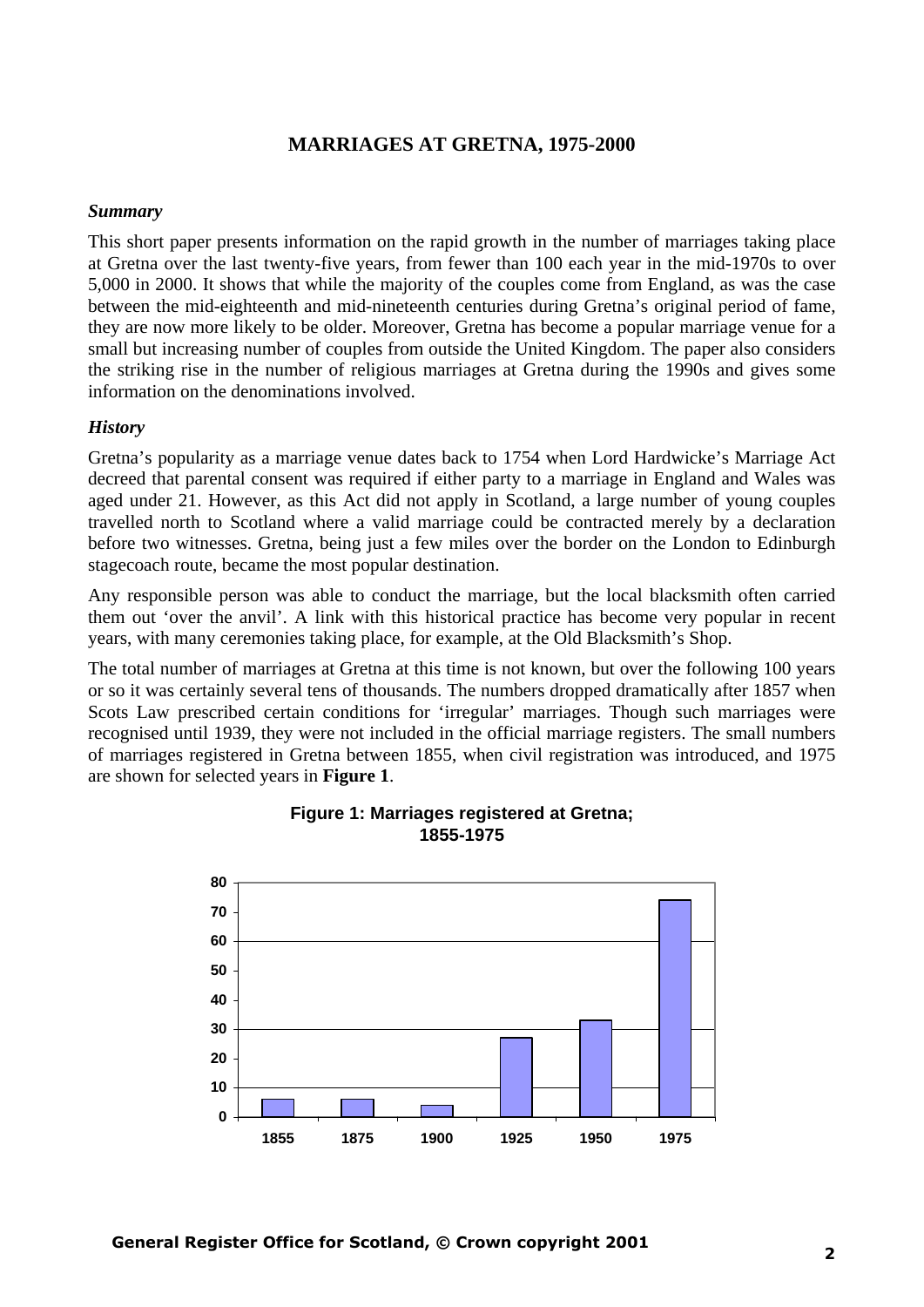# MARRIAGES AT GRETNA, 1975-2000

### *Summary*

This short paper presents information on the rapid growth in the number of marriages taking place at Gretna over the last twenty-five years, from fewer than 100 each year in the mid-1970s to over 5,000 in 2000. It shows that while the majority of the couples come from England, as was the case between the mid-eighteenth and mid-nineteenth centuries during Gretna's original period of fame, they are now more likely to be older. Moreover, Gretna has become a popular marriage venue for a small but increasing number of couples from outside the United Kingdom. The paper also considers the striking rise in the number of religious marriages at Gretna during the 1990s and gives some information on the denominations involved.

### *History*

Gretna's popularity as a marriage venue dates back to 1754 when Lord Hardwicke's Marriage Act decreed that parental consent was required if either party to a marriage in England and Wales was aged under 21. However, as this Act did not apply in Scotland, a large number of young couples travelled north to Scotland where a valid marriage could be contracted merely by a declaration before two witnesses. Gretna, being just a few miles over the border on the London to Edinburgh stagecoach route, became the most popular destination.

Any responsible person was able to conduct the marriage, but the local blacksmith often carried them out 'over the anvil'. A link with this historical practice has become very popular in recent years, with many ceremonies taking place, for example, at the Old Blacksmith's Shop.

The total number of marriages at Gretna at this time is not known, but over the following 100 years or so it was certainly several tens of thousands. The numbers dropped dramatically after 1857 when Scots Law prescribed certain conditions for 'irregular' marriages. Though such marriages were recognised until 1939, they were not included in the official marriage registers. The small numbers of marriages registered in Gretna between 1855, when civil registration was introduced, and 1975 are shown for selected years in **Figure 1**.

**Figure 1: Marriages registered at Gretna; 1855-1975**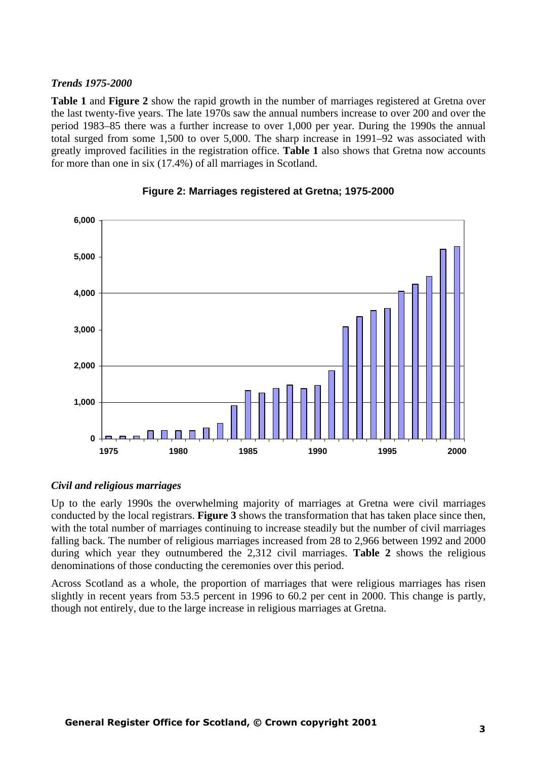### *Trends 1975-2000*

**Table 1** and **Figure 2** show the rapid growth in the number of marriages registered at Gretna over the last twenty-five years. The late 1970s saw the annual numbers increase to over 200 and over the period 1983–85 there was a further increase to over 1,000 per year. During the 1990s the annual total surged from some 1,500 to over 5,000. The sharp increase in 1991–92 was associated with greatly improved facilities in the registration office. **Table 1** also shows that Gretna now accounts for more than one in six (17.4%) of all marriages in Scotland.

**Figure 2: Marriages registered at Gretna; 1975-2000**

### *Civil and religious marriages*

Up to the early 1990s the overwhelming majority of marriages at Gretna were civil marriages conducted by the local registrars. **Figure 3** shows the transformation that has taken place since then, with the total number of marriages continuing to increase steadily but the number of civil marriages falling back. The number of religious marriages increased from 28 to 2,966 between 1992 and 2000 during which year they outnumbered the 2,312 civil marriages. **Table 2** shows the religious denominations of those conducting the ceremonies over this period.

Across Scotland as a whole, the proportion of marriages that were religious marriages has risen slightly in recent years from 53.5 percent in 1996 to 60.2 per cent in 2000. This change is partly, though not entirely, due to the large increase in religious marriages at Gretna.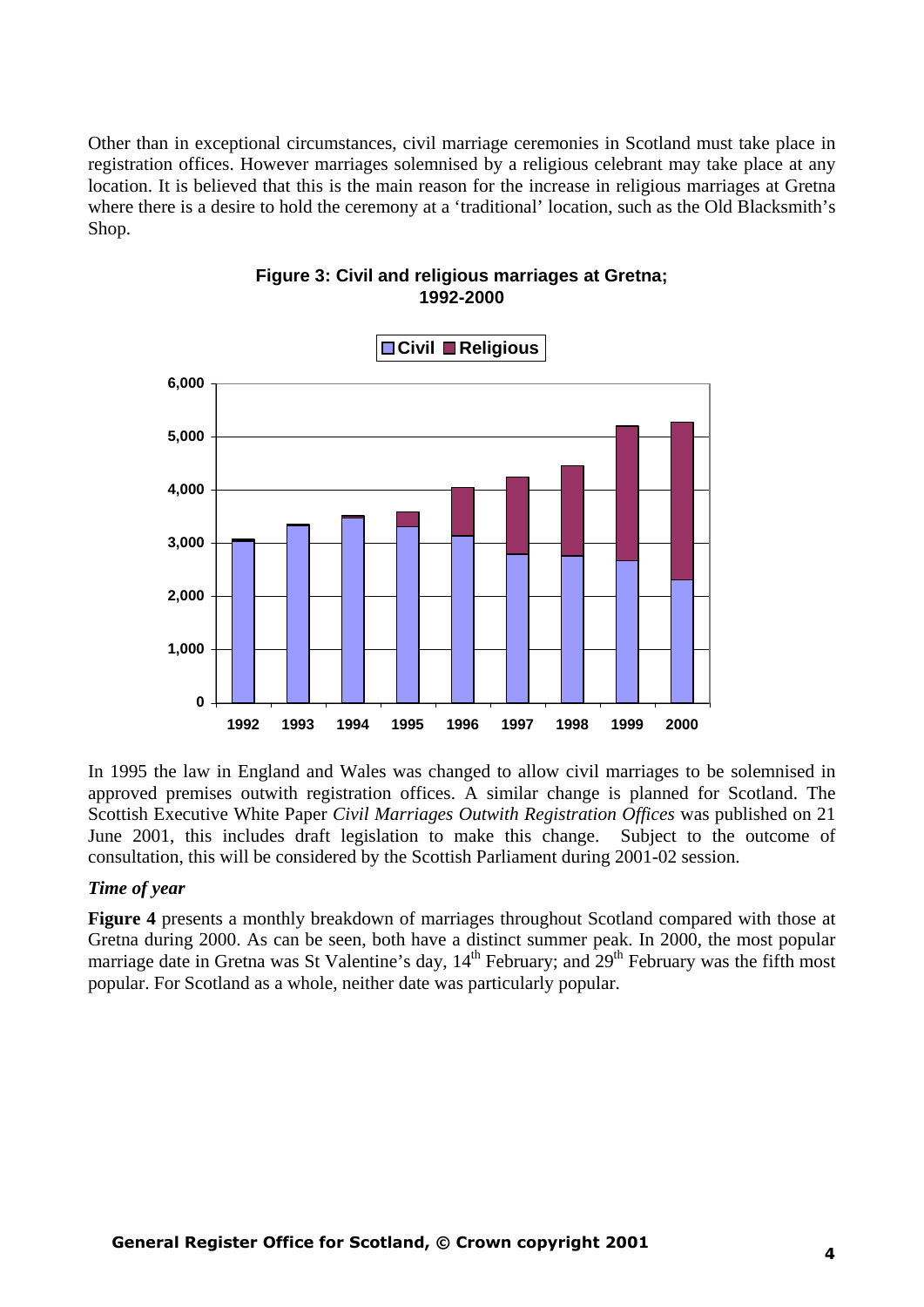Other than in exceptional circumstances, civil marriage ceremonies in Scotland must take place in registration offices. However marriages solemnised by a religious celebrant may take place at any location. It is believed that this is the main reason for the increase in religious marriages at Gretna where there is a desire to hold the ceremony at a 'traditional' location, such as the Old Blacksmith's Shop.

**Figure 3: Civil and religious marriages at Gretna; 1992-2000**

In 1995 the law in England and Wales was changed to allow civil marriages to be solemnised in approved premises outwith registration offices. A similar change is planned for Scotland. The Scottish Executive White Paper *Civil Marriages Outwith Registration Offices* was published on 21 June 2001, this includes draft legislation to make this change. Subject to the outcome of consultation, this will be considered by the Scottish Parliament during 2001-02 session.

### *Time of year*

**Figure 4** presents a monthly breakdown of marriages throughout Scotland compared with those at Gretna during 2000. As can be seen, both have a distinct summer peak. In 2000, the most popular marriage date in Gretna was St Valentine's day, 14th February; and 29th February was the fifth most popular. For Scotland as a whole, neither date was particularly popular.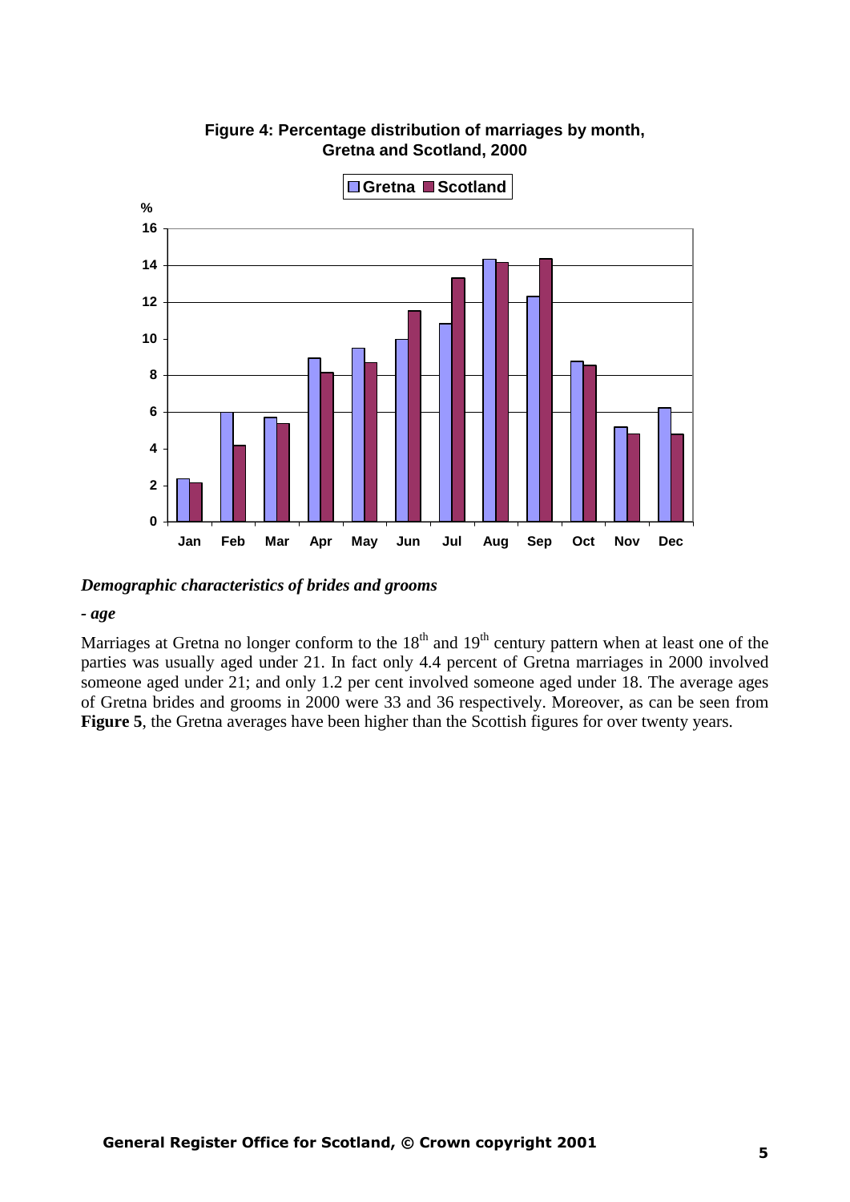**Figure 4: Percentage distribution of marriages by month, Gretna and Scotland, 2000**

### *Demographic characteristics of brides and grooms*

***- age***

Marriages at Gretna no longer conform to the 18th and 19th century pattern when at least one of the parties was usually aged under 21. In fact only 4.4 percent of Gretna marriages in 2000 involved someone aged under 21; and only 1.2 per cent involved someone aged under 18. The average ages of Gretna brides and grooms in 2000 were 33 and 36 respectively. Moreover, as can be seen from **Figure 5**, the Gretna averages have been higher than the Scottish figures for over twenty years.

**General Register Office for Scotland, © Crown copyright 2001**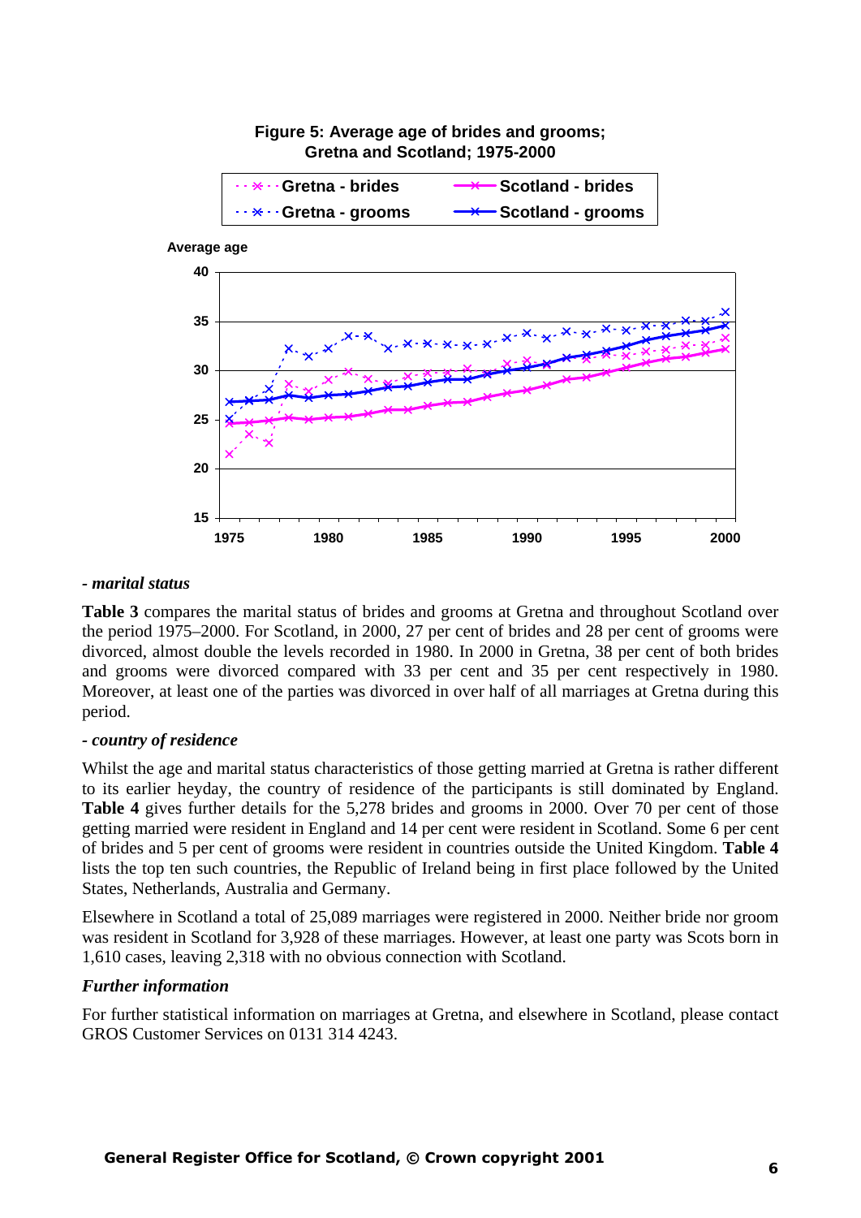**Figure 5: Average age of brides and grooms; Gretna and Scotland; 1975-2000**

**- *marital status***

**Table 3** compares the marital status of brides and grooms at Gretna and throughout Scotland over the period 1975–2000. For Scotland, in 2000, 27 per cent of brides and 28 per cent of grooms were divorced, almost double the levels recorded in 1980. In 2000 in Gretna, 38 per cent of both brides and grooms were divorced compared with 33 per cent and 35 per cent respectively in 1980. Moreover, at least one of the parties was divorced in over half of all marriages at Gretna during this period.

**- *country of residence***

Whilst the age and marital status characteristics of those getting married at Gretna is rather different to its earlier heyday, the country of residence of the participants is still dominated by England. **Table 4** gives further details for the 5,278 brides and grooms in 2000. Over 70 per cent of those getting married were resident in England and 14 per cent were resident in Scotland. Some 6 per cent of brides and 5 per cent of grooms were resident in countries outside the United Kingdom. **Table 4** lists the top ten such countries, the Republic of Ireland being in first place followed by the United States, Netherlands, Australia and Germany.

Elsewhere in Scotland a total of 25,089 marriages were registered in 2000. Neither bride nor groom was resident in Scotland for 3,928 of these marriages. However, at least one party was Scots born in 1,610 cases, leaving 2,318 with no obvious connection with Scotland.

***Further information***

For further statistical information on marriages at Gretna, and elsewhere in Scotland, please contact GROS Customer Services on 0131 314 4243.

**General Register Office for Scotland, © Crown copyright 2001**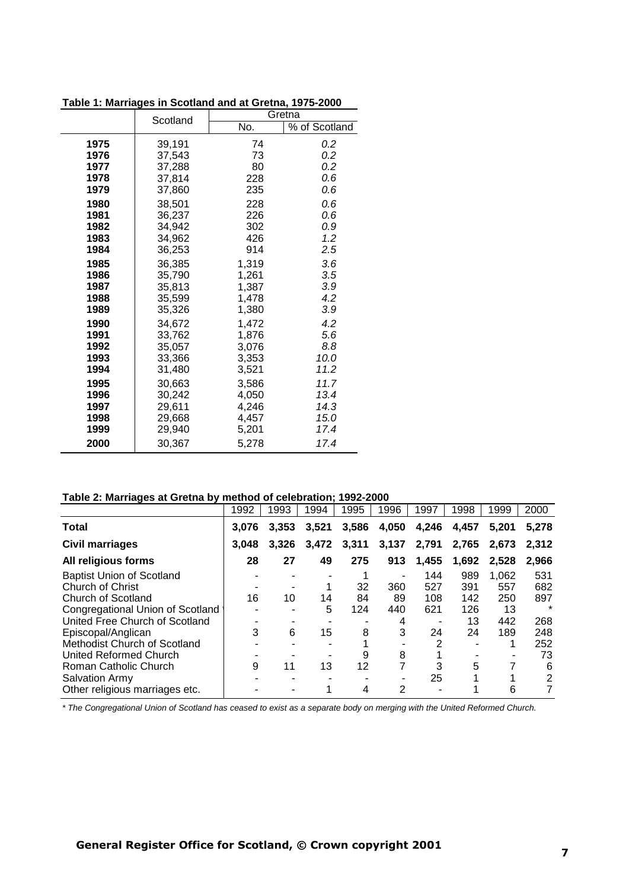**Table 1: Marriages in Scotland and at Gretna, 1975-2000**

| | Scotland | Gretna | |
|---|---|---|---|
| | | No. | % of Scotland |
| **1975** | 39,191 | 74 | *0.2* |
| **1976** | 37,543 | 73 | *0.2* |
| **1977** | 37,288 | 80 | *0.2* |
| **1978** | 37,814 | 228 | *0.6* |
| **1979** | 37,860 | 235 | *0.6* |
| **1980** | 38,501 | 228 | *0.6* |
| **1981** | 36,237 | 226 | *0.6* |
| **1982** | 34,942 | 302 | *0.9* |
| **1983** | 34,962 | 426 | *1.2* |
| **1984** | 36,253 | 914 | *2.5* |
| **1985** | 36,385 | 1,319 | *3.6* |
| **1986** | 35,790 | 1,261 | *3.5* |
| **1987** | 35,813 | 1,387 | *3.9* |
| **1988** | 35,599 | 1,478 | *4.2* |
| **1989** | 35,326 | 1,380 | *3.9* |
| **1990** | 34,672 | 1,472 | *4.2* |
| **1991** | 33,762 | 1,876 | *5.6* |
| **1992** | 35,057 | 3,076 | *8.8* |
| **1993** | 33,366 | 3,353 | *10.0* |
| **1994** | 31,480 | 3,521 | *11.2* |
| **1995** | 30,663 | 3,586 | *11.7* |
| **1996** | 30,242 | 4,050 | *13.4* |
| **1997** | 29,611 | 4,246 | *14.3* |
| **1998** | 29,668 | 4,457 | *15.0* |
| **1999** | 29,940 | 5,201 | *17.4* |
| **2000** | 30,367 | 5,278 | *17.4* |

**Table 2: Marriages at Gretna by method of celebration; 1992-2000**

| | 1992 | 1993 | 1994 | 1995 | 1996 | 1997 | 1998 | 1999 | 2000 |
|---|---|---|---|---|---|---|---|---|---|
| **Total** | **3,076** | **3,353** | **3,521** | **3,586** | **4,050** | **4,246** | **4,457** | **5,201** | **5,278** |
| **Civil marriages** | **3,048** | **3,326** | **3,472** | **3,311** | **3,137** | **2,791** | **2,765** | **2,673** | **2,312** |
| **All religious forms** | **28** | **27** | **49** | **275** | **913** | **1,455** | **1,692** | **2,528** | **2,966** |
| Baptist Union of Scotland | - | - | - | 1 | - | 144 | 989 | 1,062 | 531 |
| Church of Christ | - | - | 1 | 32 | 360 | 527 | 391 | 557 | 682 |
| Church of Scotland | 16 | 10 | 14 | 84 | 89 | 108 | 142 | 250 | 897 |
| Congregational Union of Scotland * | - | - | 5 | 124 | 440 | 621 | 126 | 13 | * |
| United Free Church of Scotland | - | - | - | - | 4 | - | 13 | 442 | 268 |
| Episcopal/Anglican | 3 | 6 | 15 | 8 | 3 | 24 | 24 | 189 | 248 |
| Methodist Church of Scotland | - | - | - | 1 | - | 2 | - | 1 | 252 |
| United Reformed Church | - | - | - | 9 | 8 | 1 | - | - | 73 |
| Roman Catholic Church | 9 | 11 | 13 | 12 | 7 | 3 | 5 | 7 | 6 |
| Salvation Army | - | - | - | - | - | 25 | 1 | 1 | 2 |
| Other religious marriages etc. | - | - | 1 | 4 | 2 | - | 1 | 6 | 7 |

*\* The Congregational Union of Scotland has ceased to exist as a separate body on merging with the United Reformed Church.*

**General Register Office for Scotland, © Crown copyright 2001**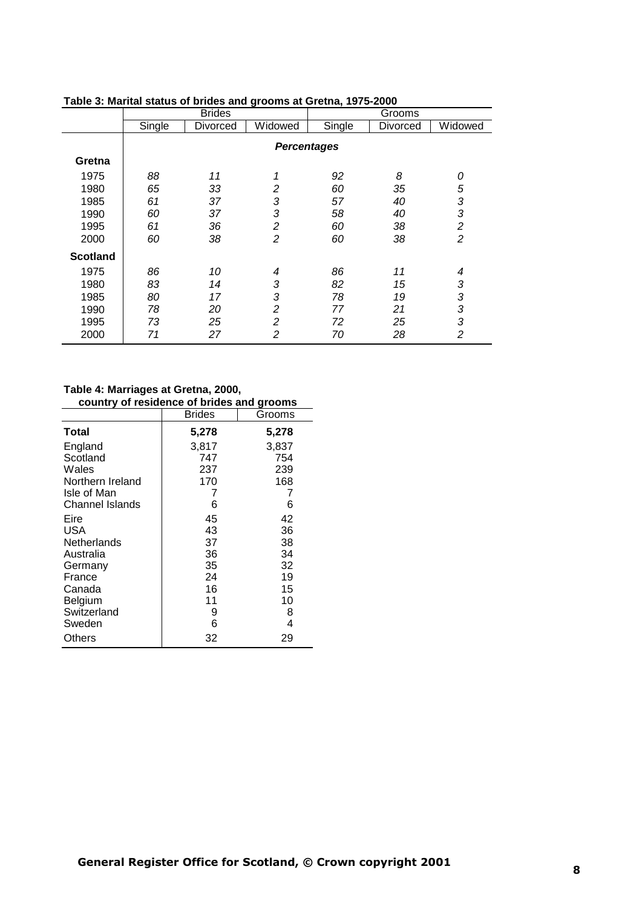**Table 3: Marital status of brides and grooms at Gretna, 1975-2000**

| | Brides | | | Grooms | | |
|---|---|---|---|---|---|---|
| | Single | Divorced | Widowed | Single | Divorced | Widowed |
| | ***Percentages*** | | | | | |
| **Gretna** | | | | | | |
| 1975 | *88* | *11* | *1* | *92* | *8* | *0* |
| 1980 | *65* | *33* | *2* | *60* | *35* | *5* |
| 1985 | *61* | *37* | *3* | *57* | *40* | *3* |
| 1990 | *60* | *37* | *3* | *58* | *40* | *3* |
| 1995 | *61* | *36* | *2* | *60* | *38* | *2* |
| 2000 | *60* | *38* | *2* | *60* | *38* | *2* |
| **Scotland** | | | | | | |
| 1975 | *86* | *10* | *4* | *86* | *11* | *4* |
| 1980 | *83* | *14* | *3* | *82* | *15* | *3* |
| 1985 | *80* | *17* | *3* | *78* | *19* | *3* |
| 1990 | *78* | *20* | *2* | *77* | *21* | *3* |
| 1995 | *73* | *25* | *2* | *72* | *25* | *3* |
| 2000 | *71* | *27* | *2* | *70* | *28* | *2* |

**Table 4: Marriages at Gretna, 2000, country of residence of brides and grooms**

| | Brides | Grooms |
|---|---|---|
| **Total** | **5,278** | **5,278** |
| England | 3,817 | 3,837 |
| Scotland | 747 | 754 |
| Wales | 237 | 239 |
| Northern Ireland | 170 | 168 |
| Isle of Man | 7 | 7 |
| Channel Islands | 6 | 6 |
| Eire | 45 | 42 |
| USA | 43 | 36 |
| Netherlands | 37 | 38 |
| Australia | 36 | 34 |
| Germany | 35 | 32 |
| France | 24 | 19 |
| Canada | 16 | 15 |
| Belgium | 11 | 10 |
| Switzerland | 9 | 8 |
| Sweden | 6 | 4 |
| Others | 32 | 29 |

**General Register Office for Scotland, © Crown copyright 2001**